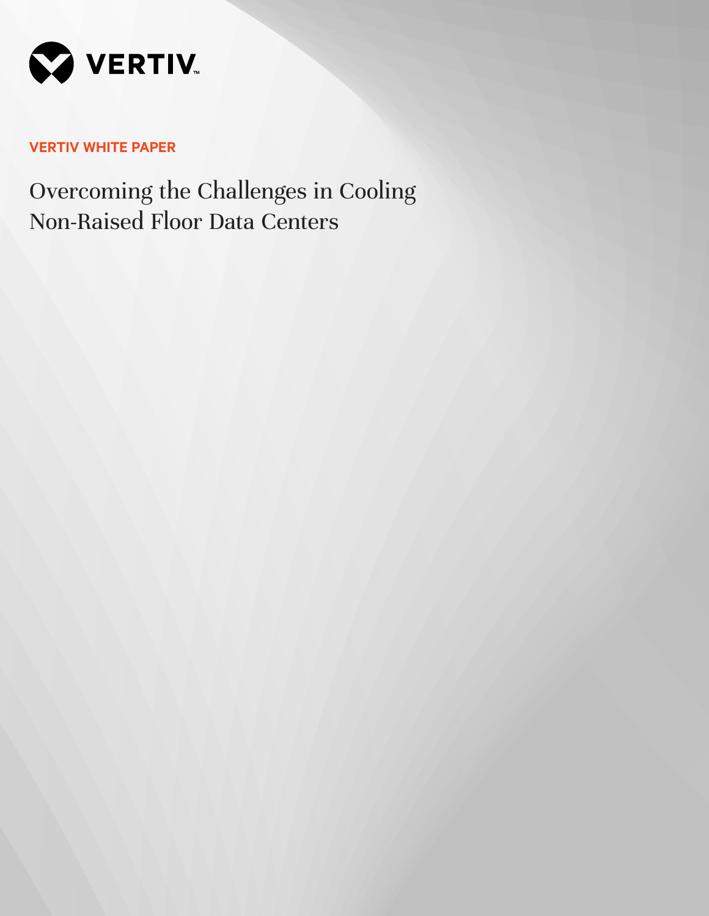VERTIV

VERTIV WHITE PAPER

# Overcoming the Challenges in Cooling Non-Raised Floor Data Centers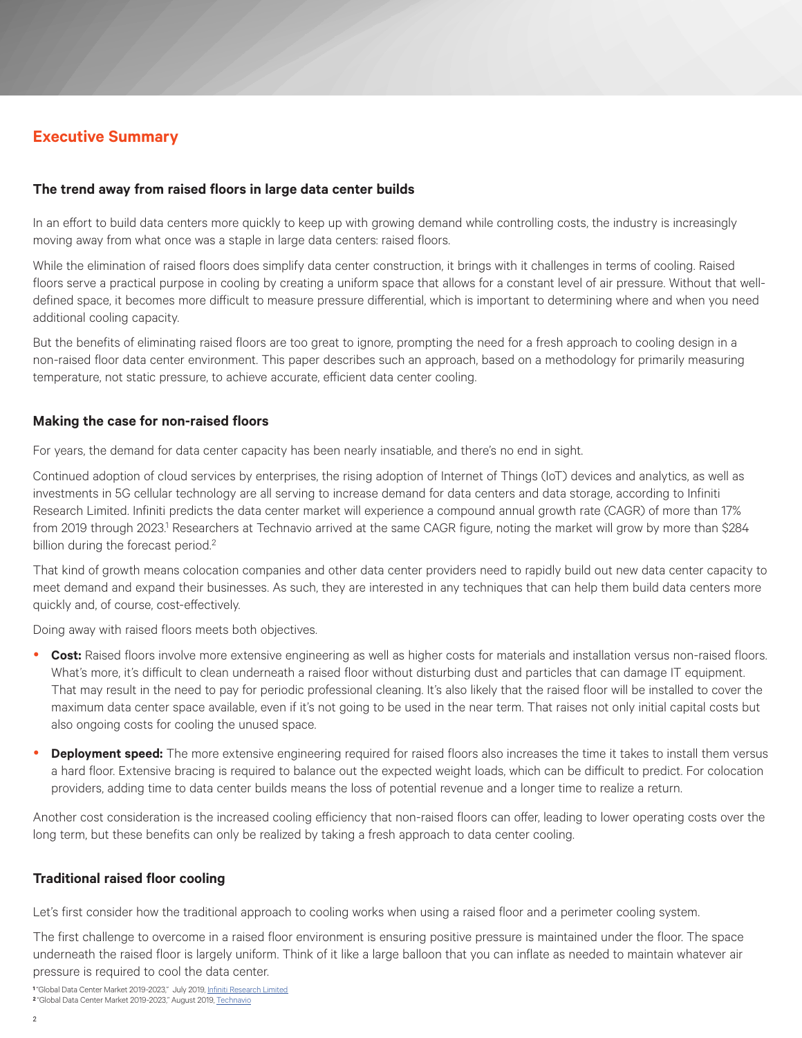## Executive Summary

### The trend away from raised floors in large data center builds

In an effort to build data centers more quickly to keep up with growing demand while controlling costs, the industry is increasingly moving away from what once was a staple in large data centers: raised floors.

While the elimination of raised floors does simplify data center construction, it brings with it challenges in terms of cooling. Raised floors serve a practical purpose in cooling by creating a uniform space that allows for a constant level of air pressure. Without that well-defined space, it becomes more difficult to measure pressure differential, which is important to determining where and when you need additional cooling capacity.

But the benefits of eliminating raised floors are too great to ignore, prompting the need for a fresh approach to cooling design in a non-raised floor data center environment. This paper describes such an approach, based on a methodology for primarily measuring temperature, not static pressure, to achieve accurate, efficient data center cooling.

### Making the case for non-raised floors

For years, the demand for data center capacity has been nearly insatiable, and there's no end in sight.

Continued adoption of cloud services by enterprises, the rising adoption of Internet of Things (IoT) devices and analytics, as well as investments in 5G cellular technology are all serving to increase demand for data centers and data storage, according to Infiniti Research Limited. Infiniti predicts the data center market will experience a compound annual growth rate (CAGR) of more than 17% from 2019 through 2023.[1] Researchers at Technavio arrived at the same CAGR figure, noting the market will grow by more than $284 billion during the forecast period.[2]

That kind of growth means colocation companies and other data center providers need to rapidly build out new data center capacity to meet demand and expand their businesses. As such, they are interested in any techniques that can help them build data centers more quickly and, of course, cost-effectively.

Doing away with raised floors meets both objectives.

- **Cost:** Raised floors involve more extensive engineering as well as higher costs for materials and installation versus non-raised floors. What's more, it's difficult to clean underneath a raised floor without disturbing dust and particles that can damage IT equipment. That may result in the need to pay for periodic professional cleaning. It's also likely that the raised floor will be installed to cover the maximum data center space available, even if it's not going to be used in the near term. That raises not only initial capital costs but also ongoing costs for cooling the unused space.
- **Deployment speed:** The more extensive engineering required for raised floors also increases the time it takes to install them versus a hard floor. Extensive bracing is required to balance out the expected weight loads, which can be difficult to predict. For colocation providers, adding time to data center builds means the loss of potential revenue and a longer time to realize a return.

Another cost consideration is the increased cooling efficiency that non-raised floors can offer, leading to lower operating costs over the long term, but these benefits can only be realized by taking a fresh approach to data center cooling.

### Traditional raised floor cooling

Let's first consider how the traditional approach to cooling works when using a raised floor and a perimeter cooling system.

The first challenge to overcome in a raised floor environment is ensuring positive pressure is maintained under the floor. The space underneath the raised floor is largely uniform. Think of it like a large balloon that you can inflate as needed to maintain whatever air pressure is required to cool the data center.

[1] "Global Data Center Market 2019-2023," July 2019, Infiniti Research Limited
[2] "Global Data Center Market 2019-2023," August 2019, Technavio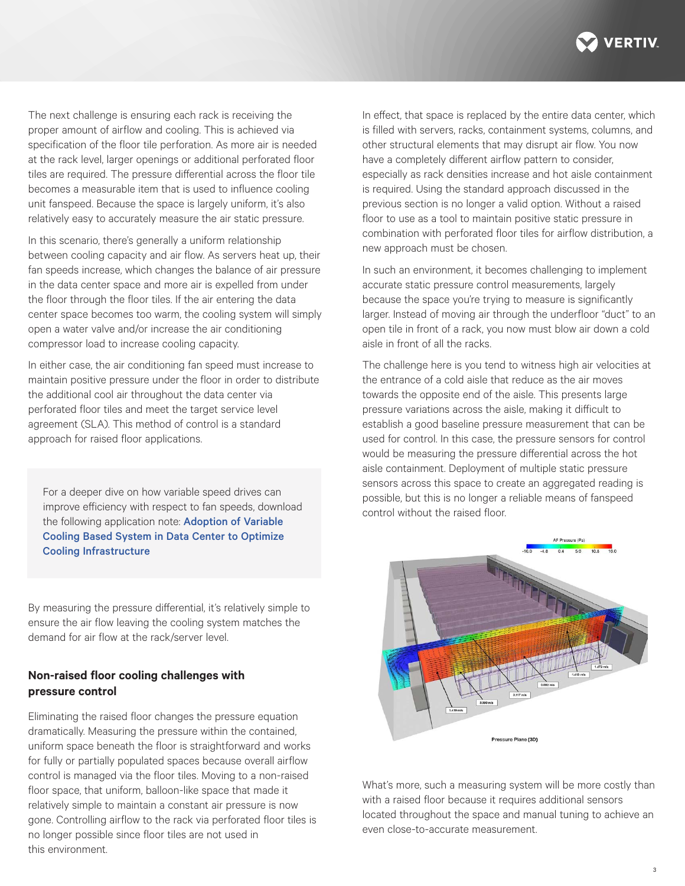The next challenge is ensuring each rack is receiving the proper amount of airflow and cooling. This is achieved via specification of the floor tile perforation. As more air is needed at the rack level, larger openings or additional perforated floor tiles are required. The pressure differential across the floor tile becomes a measurable item that is used to influence cooling unit fanspeed. Because the space is largely uniform, it's also relatively easy to accurately measure the air static pressure.

In this scenario, there's generally a uniform relationship between cooling capacity and air flow. As servers heat up, their fan speeds increase, which changes the balance of air pressure in the data center space and more air is expelled from under the floor through the floor tiles. If the air entering the data center space becomes too warm, the cooling system will simply open a water valve and/or increase the air conditioning compressor load to increase cooling capacity.

In either case, the air conditioning fan speed must increase to maintain positive pressure under the floor in order to distribute the additional cool air throughout the data center via perforated floor tiles and meet the target service level agreement (SLA). This method of control is a standard approach for raised floor applications.

> For a deeper dive on how variable speed drives can improve efficiency with respect to fan speeds, download the following application note: **Adoption of Variable Cooling Based System in Data Center to Optimize Cooling Infrastructure**

By measuring the pressure differential, it's relatively simple to ensure the air flow leaving the cooling system matches the demand for air flow at the rack/server level.

### Non-raised floor cooling challenges with pressure control

Eliminating the raised floor changes the pressure equation dramatically. Measuring the pressure within the contained, uniform space beneath the floor is straightforward and works for fully or partially populated spaces because overall airflow control is managed via the floor tiles. Moving to a non-raised floor space, that uniform, balloon-like space that made it relatively simple to maintain a constant air pressure is now gone. Controlling airflow to the rack via perforated floor tiles is no longer possible since floor tiles are not used in this environment.

In effect, that space is replaced by the entire data center, which is filled with servers, racks, containment systems, columns, and other structural elements that may disrupt air flow. You now have a completely different airflow pattern to consider, especially as rack densities increase and hot aisle containment is required. Using the standard approach discussed in the previous section is no longer a valid option. Without a raised floor to use as a tool to maintain positive static pressure in combination with perforated floor tiles for airflow distribution, a new approach must be chosen.

In such an environment, it becomes challenging to implement accurate static pressure control measurements, largely because the space you're trying to measure is significantly larger. Instead of moving air through the underfloor "duct" to an open tile in front of a rack, you now must blow air down a cold aisle in front of all the racks.

The challenge here is you tend to witness high air velocities at the entrance of a cold aisle that reduce as the air moves towards the opposite end of the aisle. This presents large pressure variations across the aisle, making it difficult to establish a good baseline pressure measurement that can be used for control. In this case, the pressure sensors for control would be measuring the pressure differential across the hot aisle containment. Deployment of multiple static pressure sensors across this space to create an aggregated reading is possible, but this is no longer a reliable means of fanspeed control without the raised floor.

Pressure Plane (3D)

What's more, such a measuring system will be more costly than with a raised floor because it requires additional sensors located throughout the space and manual tuning to achieve an even close-to-accurate measurement.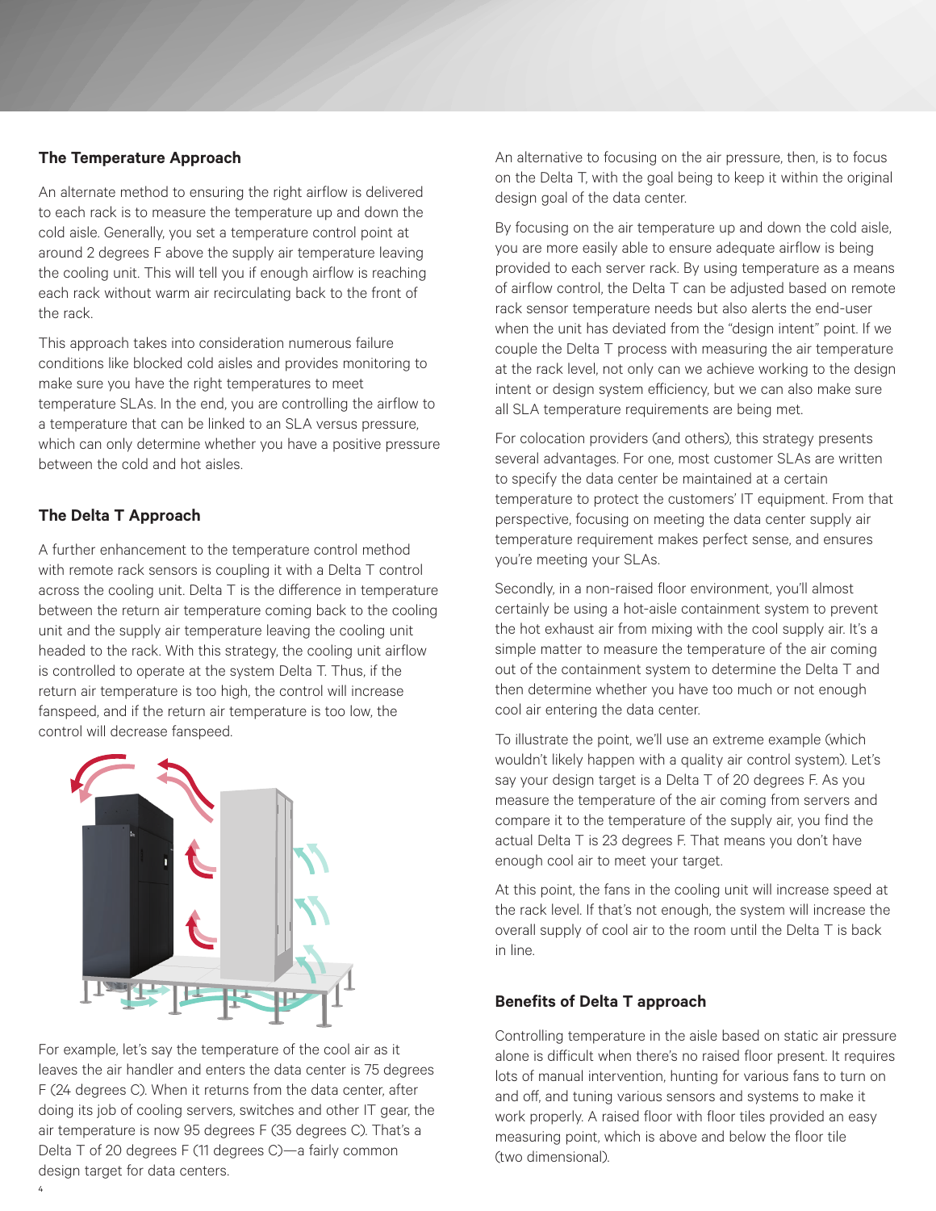### The Temperature Approach

An alternate method to ensuring the right airflow is delivered to each rack is to measure the temperature up and down the cold aisle. Generally, you set a temperature control point at around 2 degrees F above the supply air temperature leaving the cooling unit. This will tell you if enough airflow is reaching each rack without warm air recirculating back to the front of the rack.

This approach takes into consideration numerous failure conditions like blocked cold aisles and provides monitoring to make sure you have the right temperatures to meet temperature SLAs. In the end, you are controlling the airflow to a temperature that can be linked to an SLA versus pressure, which can only determine whether you have a positive pressure between the cold and hot aisles.

### The Delta T Approach

A further enhancement to the temperature control method with remote rack sensors is coupling it with a Delta T control across the cooling unit. Delta T is the difference in temperature between the return air temperature coming back to the cooling unit and the supply air temperature leaving the cooling unit headed to the rack. With this strategy, the cooling unit airflow is controlled to operate at the system Delta T. Thus, if the return air temperature is too high, the control will increase fanspeed, and if the return air temperature is too low, the control will decrease fanspeed.

For example, let's say the temperature of the cool air as it leaves the air handler and enters the data center is 75 degrees F (24 degrees C). When it returns from the data center, after doing its job of cooling servers, switches and other IT gear, the air temperature is now 95 degrees F (35 degrees C). That's a Delta T of 20 degrees F (11 degrees C)—a fairly common design target for data centers.

An alternative to focusing on the air pressure, then, is to focus on the Delta T, with the goal being to keep it within the original design goal of the data center.

By focusing on the air temperature up and down the cold aisle, you are more easily able to ensure adequate airflow is being provided to each server rack. By using temperature as a means of airflow control, the Delta T can be adjusted based on remote rack sensor temperature needs but also alerts the end-user when the unit has deviated from the "design intent" point. If we couple the Delta T process with measuring the air temperature at the rack level, not only can we achieve working to the design intent or design system efficiency, but we can also make sure all SLA temperature requirements are being met.

For colocation providers (and others), this strategy presents several advantages. For one, most customer SLAs are written to specify the data center be maintained at a certain temperature to protect the customers' IT equipment. From that perspective, focusing on meeting the data center supply air temperature requirement makes perfect sense, and ensures you're meeting your SLAs.

Secondly, in a non-raised floor environment, you'll almost certainly be using a hot-aisle containment system to prevent the hot exhaust air from mixing with the cool supply air. It's a simple matter to measure the temperature of the air coming out of the containment system to determine the Delta T and then determine whether you have too much or not enough cool air entering the data center.

To illustrate the point, we'll use an extreme example (which wouldn't likely happen with a quality air control system). Let's say your design target is a Delta T of 20 degrees F. As you measure the temperature of the air coming from servers and compare it to the temperature of the supply air, you find the actual Delta T is 23 degrees F. That means you don't have enough cool air to meet your target.

At this point, the fans in the cooling unit will increase speed at the rack level. If that's not enough, the system will increase the overall supply of cool air to the room until the Delta T is back in line.

### Benefits of Delta T approach

Controlling temperature in the aisle based on static air pressure alone is difficult when there's no raised floor present. It requires lots of manual intervention, hunting for various fans to turn on and off, and tuning various sensors and systems to make it work properly. A raised floor with floor tiles provided an easy measuring point, which is above and below the floor tile (two dimensional).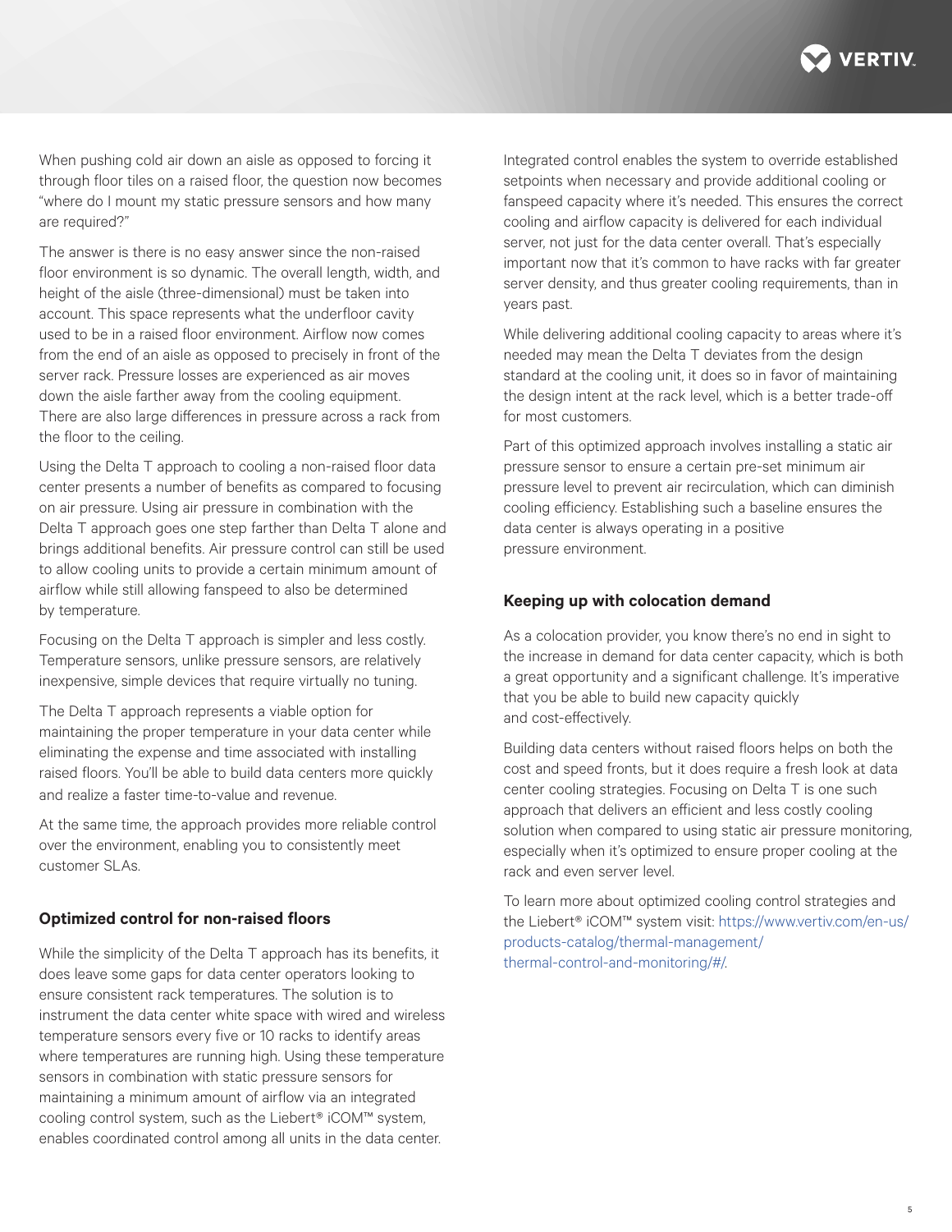When pushing cold air down an aisle as opposed to forcing it through floor tiles on a raised floor, the question now becomes "where do I mount my static pressure sensors and how many are required?"

The answer is there is no easy answer since the non-raised floor environment is so dynamic. The overall length, width, and height of the aisle (three-dimensional) must be taken into account. This space represents what the underfloor cavity used to be in a raised floor environment. Airflow now comes from the end of an aisle as opposed to precisely in front of the server rack. Pressure losses are experienced as air moves down the aisle farther away from the cooling equipment. There are also large differences in pressure across a rack from the floor to the ceiling.

Using the Delta T approach to cooling a non-raised floor data center presents a number of benefits as compared to focusing on air pressure. Using air pressure in combination with the Delta T approach goes one step farther than Delta T alone and brings additional benefits. Air pressure control can still be used to allow cooling units to provide a certain minimum amount of airflow while still allowing fanspeed to also be determined by temperature.

Focusing on the Delta T approach is simpler and less costly. Temperature sensors, unlike pressure sensors, are relatively inexpensive, simple devices that require virtually no tuning.

The Delta T approach represents a viable option for maintaining the proper temperature in your data center while eliminating the expense and time associated with installing raised floors. You'll be able to build data centers more quickly and realize a faster time-to-value and revenue.

At the same time, the approach provides more reliable control over the environment, enabling you to consistently meet customer SLAs.

## Optimized control for non-raised floors

While the simplicity of the Delta T approach has its benefits, it does leave some gaps for data center operators looking to ensure consistent rack temperatures. The solution is to instrument the data center white space with wired and wireless temperature sensors every five or 10 racks to identify areas where temperatures are running high. Using these temperature sensors in combination with static pressure sensors for maintaining a minimum amount of airflow via an integrated cooling control system, such as the Liebert® iCOM™ system, enables coordinated control among all units in the data center.

Integrated control enables the system to override established setpoints when necessary and provide additional cooling or fanspeed capacity where it's needed. This ensures the correct cooling and airflow capacity is delivered for each individual server, not just for the data center overall. That's especially important now that it's common to have racks with far greater server density, and thus greater cooling requirements, than in years past.

While delivering additional cooling capacity to areas where it's needed may mean the Delta T deviates from the design standard at the cooling unit, it does so in favor of maintaining the design intent at the rack level, which is a better trade-off for most customers.

Part of this optimized approach involves installing a static air pressure sensor to ensure a certain pre-set minimum air pressure level to prevent air recirculation, which can diminish cooling efficiency. Establishing such a baseline ensures the data center is always operating in a positive pressure environment.

## Keeping up with colocation demand

As a colocation provider, you know there's no end in sight to the increase in demand for data center capacity, which is both a great opportunity and a significant challenge. It's imperative that you be able to build new capacity quickly and cost-effectively.

Building data centers without raised floors helps on both the cost and speed fronts, but it does require a fresh look at data center cooling strategies. Focusing on Delta T is one such approach that delivers an efficient and less costly cooling solution when compared to using static air pressure monitoring, especially when it's optimized to ensure proper cooling at the rack and even server level.

To learn more about optimized cooling control strategies and the Liebert® iCOM™ system visit: https://www.vertiv.com/en-us/products-catalog/thermal-management/thermal-control-and-monitoring/#/.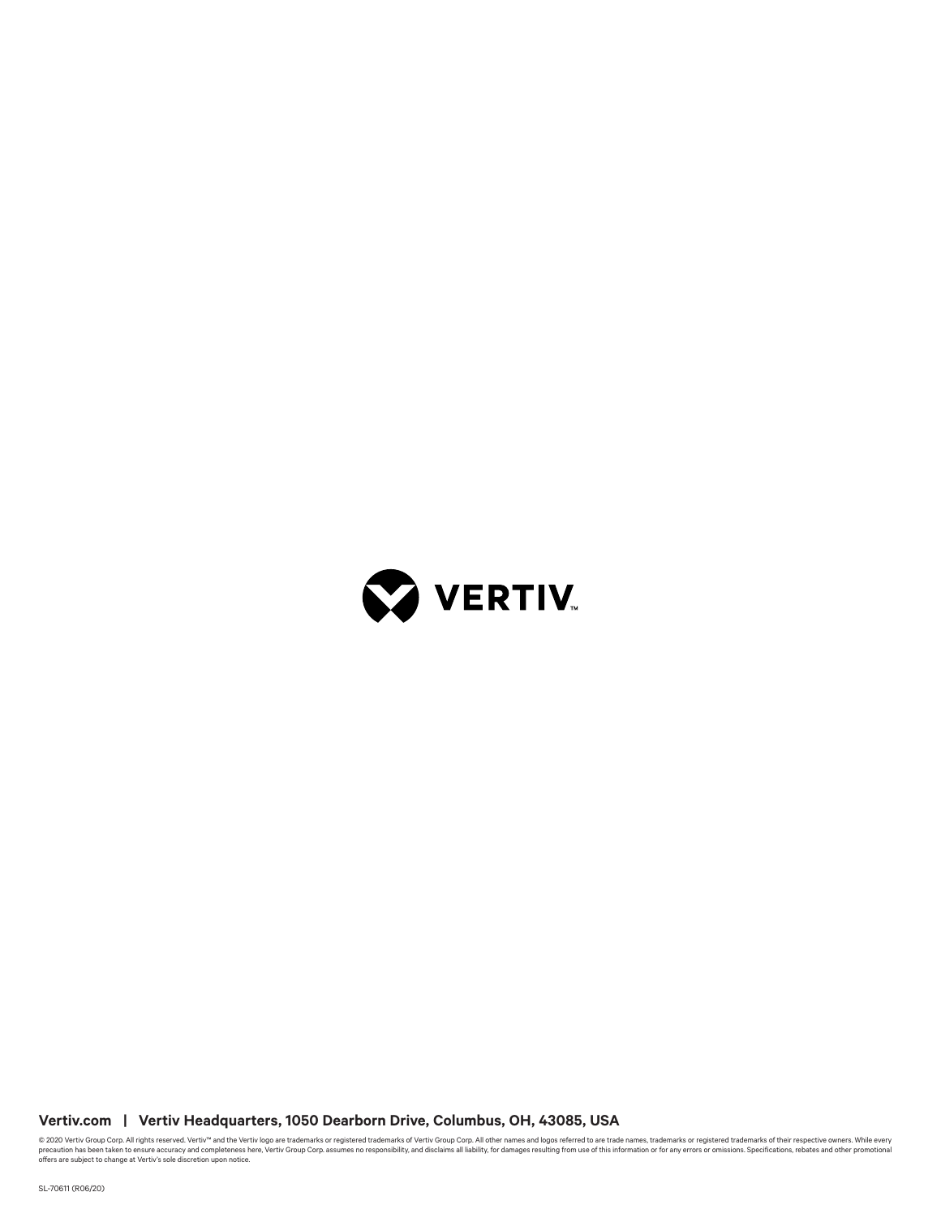VERTIV™

**Vertiv.com | Vertiv Headquarters, 1050 Dearborn Drive, Columbus, OH, 43085, USA**

© 2020 Vertiv Group Corp. All rights reserved. Vertiv™ and the Vertiv logo are trademarks or registered trademarks of Vertiv Group Corp. All other names and logos referred to are trade names, trademarks or registered trademarks of their respective owners. While every precaution has been taken to ensure accuracy and completeness here, Vertiv Group Corp. assumes no responsibility, and disclaims all liability, for damages resulting from use of this information or for any errors or omissions. Specifications, rebates and other promotional offers are subject to change at Vertiv's sole discretion upon notice.

SL-70611 (R06/20)